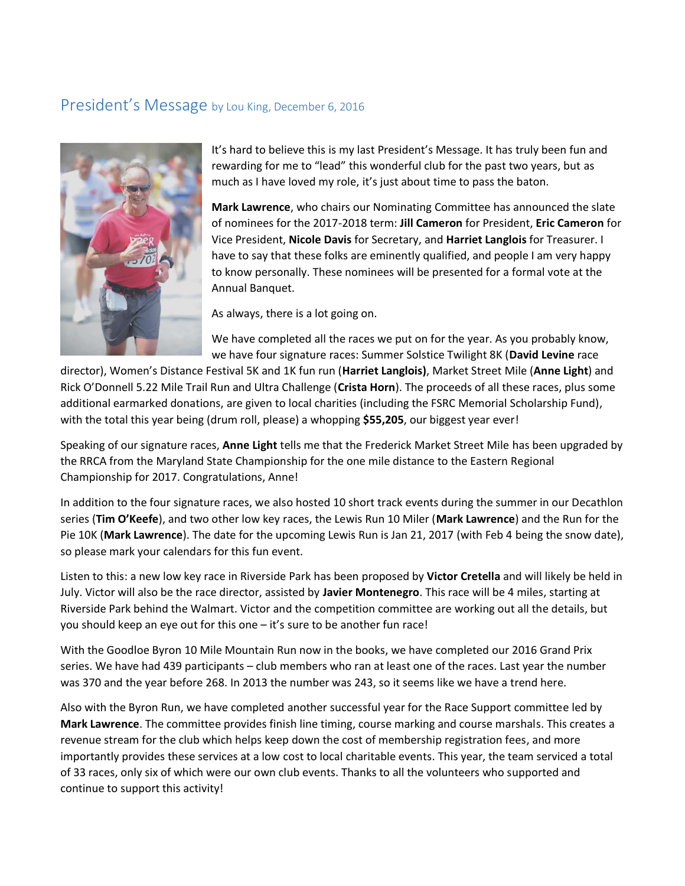## President's Message by Lou King, December 6, 2016

It's hard to believe this is my last President's Message. It has truly been fun and rewarding for me to "lead" this wonderful club for the past two years, but as much as I have loved my role, it's just about time to pass the baton.

**Mark Lawrence**, who chairs our Nominating Committee has announced the slate of nominees for the 2017-2018 term: **Jill Cameron** for President, **Eric Cameron** for Vice President, **Nicole Davis** for Secretary, and **Harriet Langlois** for Treasurer. I have to say that these folks are eminently qualified, and people I am very happy to know personally. These nominees will be presented for a formal vote at the Annual Banquet.

As always, there is a lot going on.

We have completed all the races we put on for the year. As you probably know, we have four signature races: Summer Solstice Twilight 8K (**David Levine** race director), Women's Distance Festival 5K and 1K fun run (**Harriet Langlois)**, Market Street Mile (**Anne Light**) and Rick O'Donnell 5.22 Mile Trail Run and Ultra Challenge (**Crista Horn**). The proceeds of all these races, plus some additional earmarked donations, are given to local charities (including the FSRC Memorial Scholarship Fund), with the total this year being (drum roll, please) a whopping **$55,205**, our biggest year ever!

Speaking of our signature races, **Anne Light** tells me that the Frederick Market Street Mile has been upgraded by the RRCA from the Maryland State Championship for the one mile distance to the Eastern Regional Championship for 2017. Congratulations, Anne!

In addition to the four signature races, we also hosted 10 short track events during the summer in our Decathlon series (**Tim O'Keefe**), and two other low key races, the Lewis Run 10 Miler (**Mark Lawrence**) and the Run for the Pie 10K (**Mark Lawrence**). The date for the upcoming Lewis Run is Jan 21, 2017 (with Feb 4 being the snow date), so please mark your calendars for this fun event.

Listen to this: a new low key race in Riverside Park has been proposed by **Victor Cretella** and will likely be held in July. Victor will also be the race director, assisted by **Javier Montenegro**. This race will be 4 miles, starting at Riverside Park behind the Walmart. Victor and the competition committee are working out all the details, but you should keep an eye out for this one – it's sure to be another fun race!

With the Goodloe Byron 10 Mile Mountain Run now in the books, we have completed our 2016 Grand Prix series. We have had 439 participants – club members who ran at least one of the races. Last year the number was 370 and the year before 268. In 2013 the number was 243, so it seems like we have a trend here.

Also with the Byron Run, we have completed another successful year for the Race Support committee led by **Mark Lawrence**. The committee provides finish line timing, course marking and course marshals. This creates a revenue stream for the club which helps keep down the cost of membership registration fees, and more importantly provides these services at a low cost to local charitable events. This year, the team serviced a total of 33 races, only six of which were our own club events. Thanks to all the volunteers who supported and continue to support this activity!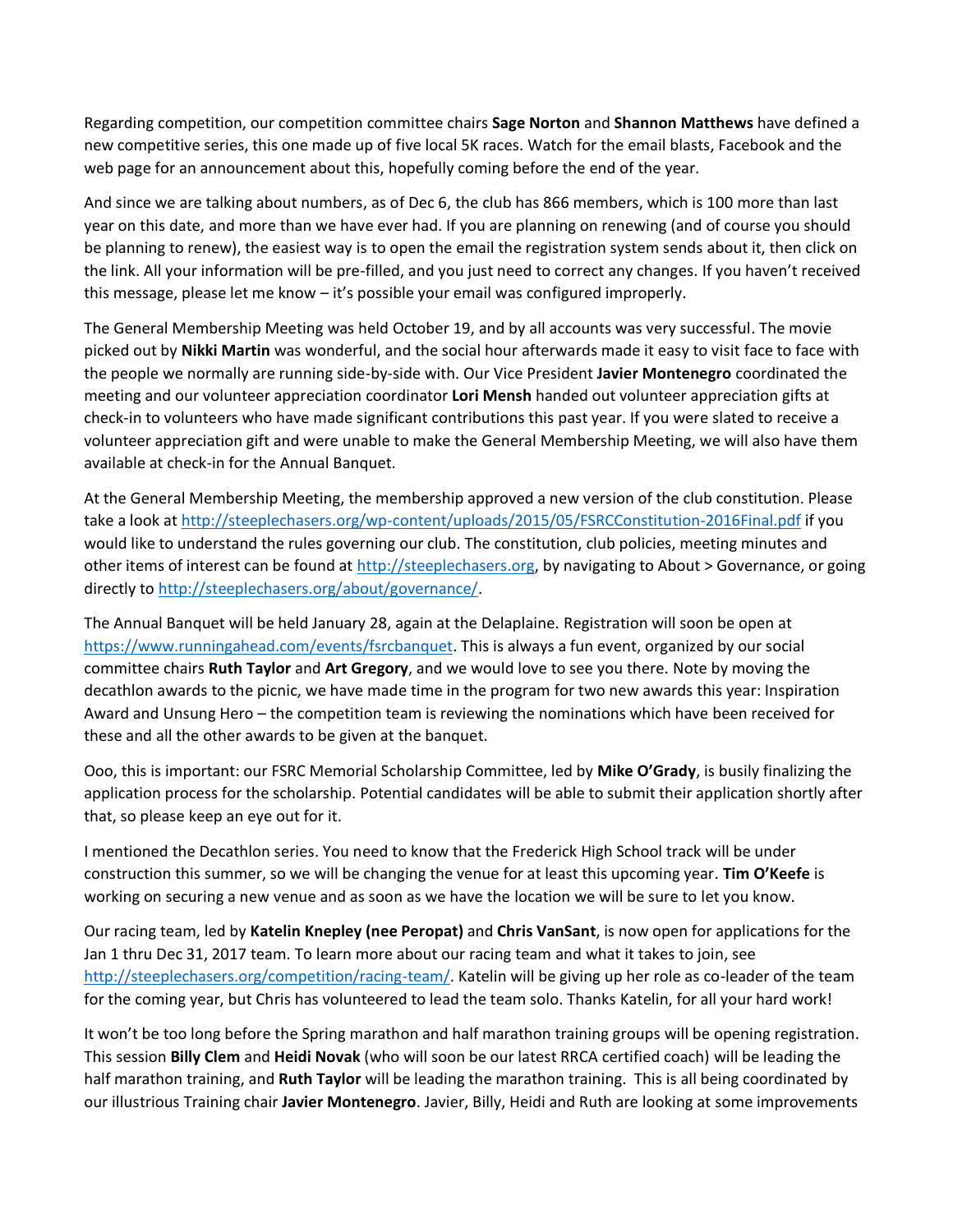Regarding competition, our competition committee chairs **Sage Norton** and **Shannon Matthews** have defined a new competitive series, this one made up of five local 5K races. Watch for the email blasts, Facebook and the web page for an announcement about this, hopefully coming before the end of the year.

And since we are talking about numbers, as of Dec 6, the club has 866 members, which is 100 more than last year on this date, and more than we have ever had. If you are planning on renewing (and of course you should be planning to renew), the easiest way is to open the email the registration system sends about it, then click on the link. All your information will be pre-filled, and you just need to correct any changes. If you haven't received this message, please let me know – it's possible your email was configured improperly.

The General Membership Meeting was held October 19, and by all accounts was very successful. The movie picked out by **Nikki Martin** was wonderful, and the social hour afterwards made it easy to visit face to face with the people we normally are running side-by-side with. Our Vice President **Javier Montenegro** coordinated the meeting and our volunteer appreciation coordinator **Lori Mensh** handed out volunteer appreciation gifts at check-in to volunteers who have made significant contributions this past year. If you were slated to receive a volunteer appreciation gift and were unable to make the General Membership Meeting, we will also have them available at check-in for the Annual Banquet.

At the General Membership Meeting, the membership approved a new version of the club constitution. Please take a look at http://steeplechasers.org/wp-content/uploads/2015/05/FSRCConstitution-2016Final.pdf if you would like to understand the rules governing our club. The constitution, club policies, meeting minutes and other items of interest can be found at http://steeplechasers.org, by navigating to About > Governance, or going directly to http://steeplechasers.org/about/governance/.

The Annual Banquet will be held January 28, again at the Delaplaine. Registration will soon be open at https://www.runningahead.com/events/fsrcbanquet. This is always a fun event, organized by our social committee chairs **Ruth Taylor** and **Art Gregory**, and we would love to see you there. Note by moving the decathlon awards to the picnic, we have made time in the program for two new awards this year: Inspiration Award and Unsung Hero – the competition team is reviewing the nominations which have been received for these and all the other awards to be given at the banquet.

Ooo, this is important: our FSRC Memorial Scholarship Committee, led by **Mike O'Grady**, is busily finalizing the application process for the scholarship. Potential candidates will be able to submit their application shortly after that, so please keep an eye out for it.

I mentioned the Decathlon series. You need to know that the Frederick High School track will be under construction this summer, so we will be changing the venue for at least this upcoming year. **Tim O'Keefe** is working on securing a new venue and as soon as we have the location we will be sure to let you know.

Our racing team, led by **Katelin Knepley (nee Peropat)** and **Chris VanSant**, is now open for applications for the Jan 1 thru Dec 31, 2017 team. To learn more about our racing team and what it takes to join, see http://steeplechasers.org/competition/racing-team/. Katelin will be giving up her role as co-leader of the team for the coming year, but Chris has volunteered to lead the team solo. Thanks Katelin, for all your hard work!

It won't be too long before the Spring marathon and half marathon training groups will be opening registration. This session **Billy Clem** and **Heidi Novak** (who will soon be our latest RRCA certified coach) will be leading the half marathon training, and **Ruth Taylor** will be leading the marathon training. This is all being coordinated by our illustrious Training chair **Javier Montenegro**. Javier, Billy, Heidi and Ruth are looking at some improvements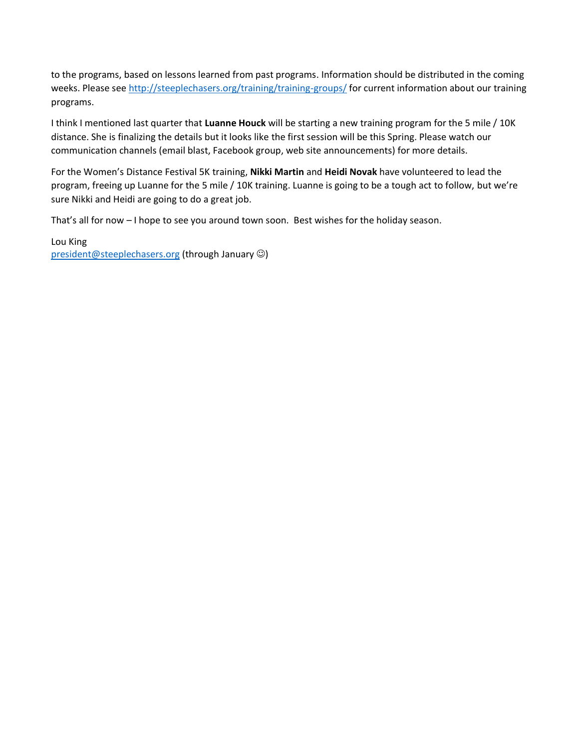to the programs, based on lessons learned from past programs. Information should be distributed in the coming weeks. Please see http://steeplechasers.org/training/training-groups/ for current information about our training programs.

I think I mentioned last quarter that **Luanne Houck** will be starting a new training program for the 5 mile / 10K distance. She is finalizing the details but it looks like the first session will be this Spring. Please watch our communication channels (email blast, Facebook group, web site announcements) for more details.

For the Women's Distance Festival 5K training, **Nikki Martin** and **Heidi Novak** have volunteered to lead the program, freeing up Luanne for the 5 mile / 10K training. Luanne is going to be a tough act to follow, but we're sure Nikki and Heidi are going to do a great job.

That's all for now – I hope to see you around town soon. Best wishes for the holiday season.

Lou King
president@steeplechasers.org (through January ☺)